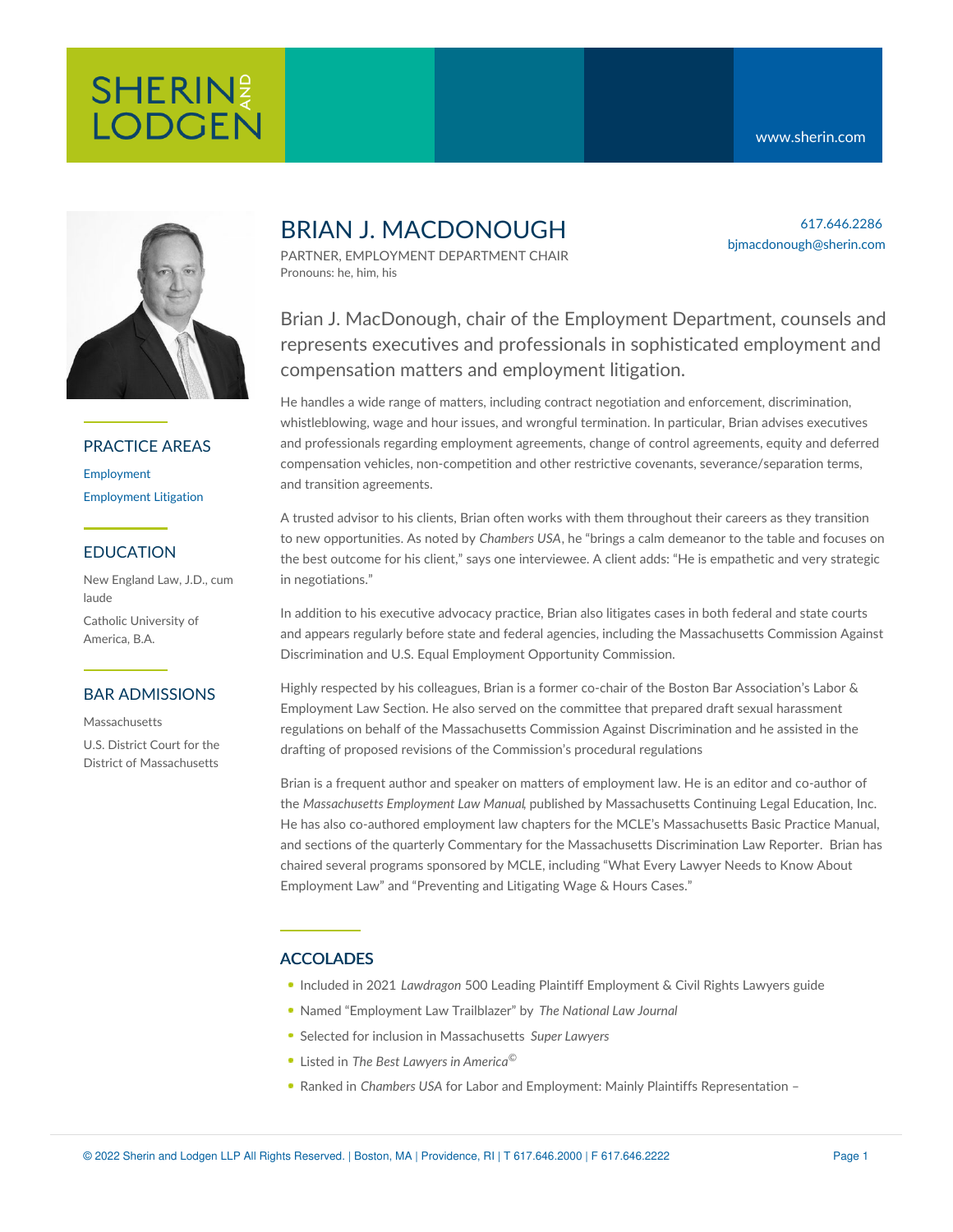SHERIN AND LODGEN

www.sherin.com

# BRIAN J. MACDONOUGH

PARTNER, EMPLOYMENT DEPARTMENT CHAIR
Pronouns: he, him, his

617.646.2286
bjmacdonough@sherin.com

## PRACTICE AREAS

Employment

Employment Litigation

## EDUCATION

New England Law, J.D., cum laude

Catholic University of America, B.A.

## BAR ADMISSIONS

Massachusetts

U.S. District Court for the District of Massachusetts

Brian J. MacDonough, chair of the Employment Department, counsels and represents executives and professionals in sophisticated employment and compensation matters and employment litigation.

He handles a wide range of matters, including contract negotiation and enforcement, discrimination, whistleblowing, wage and hour issues, and wrongful termination. In particular, Brian advises executives and professionals regarding employment agreements, change of control agreements, equity and deferred compensation vehicles, non-competition and other restrictive covenants, severance/separation terms, and transition agreements.

A trusted advisor to his clients, Brian often works with them throughout their careers as they transition to new opportunities. As noted by *Chambers USA*, he "brings a calm demeanor to the table and focuses on the best outcome for his client," says one interviewee. A client adds: "He is empathetic and very strategic in negotiations."

In addition to his executive advocacy practice, Brian also litigates cases in both federal and state courts and appears regularly before state and federal agencies, including the Massachusetts Commission Against Discrimination and U.S. Equal Employment Opportunity Commission.

Highly respected by his colleagues, Brian is a former co-chair of the Boston Bar Association's Labor & Employment Law Section. He also served on the committee that prepared draft sexual harassment regulations on behalf of the Massachusetts Commission Against Discrimination and he assisted in the drafting of proposed revisions of the Commission's procedural regulations

Brian is a frequent author and speaker on matters of employment law. He is an editor and co-author of the *Massachusetts Employment Law Manual*, published by Massachusetts Continuing Legal Education, Inc. He has also co-authored employment law chapters for the MCLE's Massachusetts Basic Practice Manual, and sections of the quarterly Commentary for the Massachusetts Discrimination Law Reporter. Brian has chaired several programs sponsored by MCLE, including "What Every Lawyer Needs to Know About Employment Law" and "Preventing and Litigating Wage & Hours Cases."

## ACCOLADES

- Included in 2021 *Lawdragon* 500 Leading Plaintiff Employment & Civil Rights Lawyers guide
- Named "Employment Law Trailblazer" by *The National Law Journal*
- Selected for inclusion in Massachusetts *Super Lawyers*
- Listed in *The Best Lawyers in America*©
- Ranked in *Chambers USA* for Labor and Employment: Mainly Plaintiffs Representation –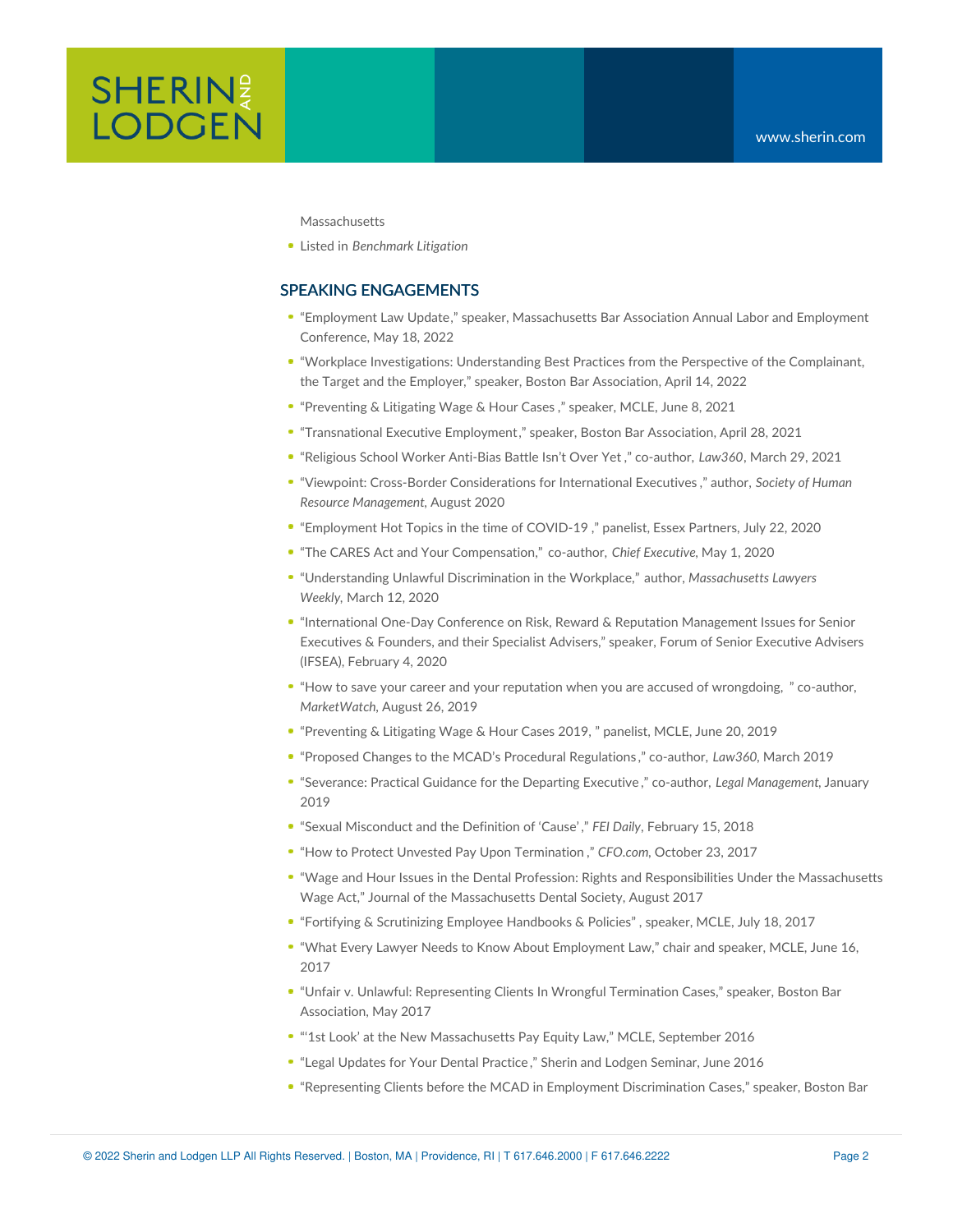Massachusetts

- Listed in *Benchmark Litigation*

## SPEAKING ENGAGEMENTS

- "Employment Law Update," speaker, Massachusetts Bar Association Annual Labor and Employment Conference, May 18, 2022
- "Workplace Investigations: Understanding Best Practices from the Perspective of the Complainant, the Target and the Employer," speaker, Boston Bar Association, April 14, 2022
- "Preventing & Litigating Wage & Hour Cases," speaker, MCLE, June 8, 2021
- "Transnational Executive Employment," speaker, Boston Bar Association, April 28, 2021
- "Religious School Worker Anti-Bias Battle Isn't Over Yet," co-author, *Law360*, March 29, 2021
- "Viewpoint: Cross-Border Considerations for International Executives," author, *Society of Human Resource Management*, August 2020
- "Employment Hot Topics in the time of COVID-19," panelist, Essex Partners, July 22, 2020
- "The CARES Act and Your Compensation," co-author, *Chief Executive*, May 1, 2020
- "Understanding Unlawful Discrimination in the Workplace," author, *Massachusetts Lawyers Weekly*, March 12, 2020
- "International One-Day Conference on Risk, Reward & Reputation Management Issues for Senior Executives & Founders, and their Specialist Advisers," speaker, Forum of Senior Executive Advisers (IFSEA), February 4, 2020
- "How to save your career and your reputation when you are accused of wrongdoing, " co-author, *MarketWatch*, August 26, 2019
- "Preventing & Litigating Wage & Hour Cases 2019, " panelist, MCLE, June 20, 2019
- "Proposed Changes to the MCAD's Procedural Regulations," co-author, *Law360*, March 2019
- "Severance: Practical Guidance for the Departing Executive," co-author, *Legal Management*, January 2019
- "Sexual Misconduct and the Definition of 'Cause'," *FEI Daily*, February 15, 2018
- "How to Protect Unvested Pay Upon Termination," *CFO.com*, October 23, 2017
- "Wage and Hour Issues in the Dental Profession: Rights and Responsibilities Under the Massachusetts Wage Act," Journal of the Massachusetts Dental Society, August 2017
- "Fortifying & Scrutinizing Employee Handbooks & Policies" , speaker, MCLE, July 18, 2017
- "What Every Lawyer Needs to Know About Employment Law," chair and speaker, MCLE, June 16, 2017
- "Unfair v. Unlawful: Representing Clients In Wrongful Termination Cases," speaker, Boston Bar Association, May 2017
- "'1st Look' at the New Massachusetts Pay Equity Law," MCLE, September 2016
- "Legal Updates for Your Dental Practice," Sherin and Lodgen Seminar, June 2016
- "Representing Clients before the MCAD in Employment Discrimination Cases," speaker, Boston Bar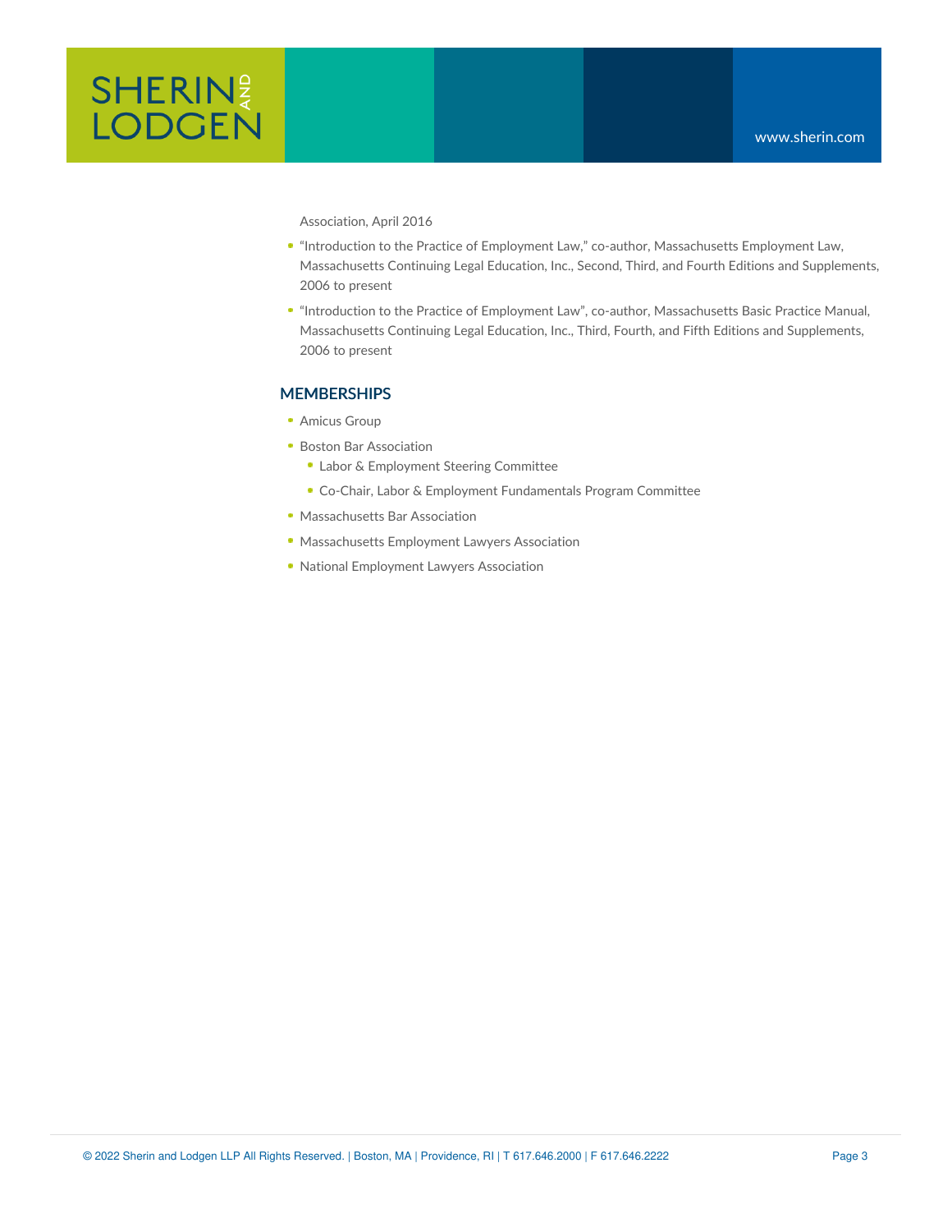Association, April 2016

- "Introduction to the Practice of Employment Law," co-author, Massachusetts Employment Law, Massachusetts Continuing Legal Education, Inc., Second, Third, and Fourth Editions and Supplements, 2006 to present
- "Introduction to the Practice of Employment Law", co-author, Massachusetts Basic Practice Manual, Massachusetts Continuing Legal Education, Inc., Third, Fourth, and Fifth Editions and Supplements, 2006 to present

## MEMBERSHIPS

- Amicus Group
- Boston Bar Association
  - Labor & Employment Steering Committee
  - Co-Chair, Labor & Employment Fundamentals Program Committee
- Massachusetts Bar Association
- Massachusetts Employment Lawyers Association
- National Employment Lawyers Association